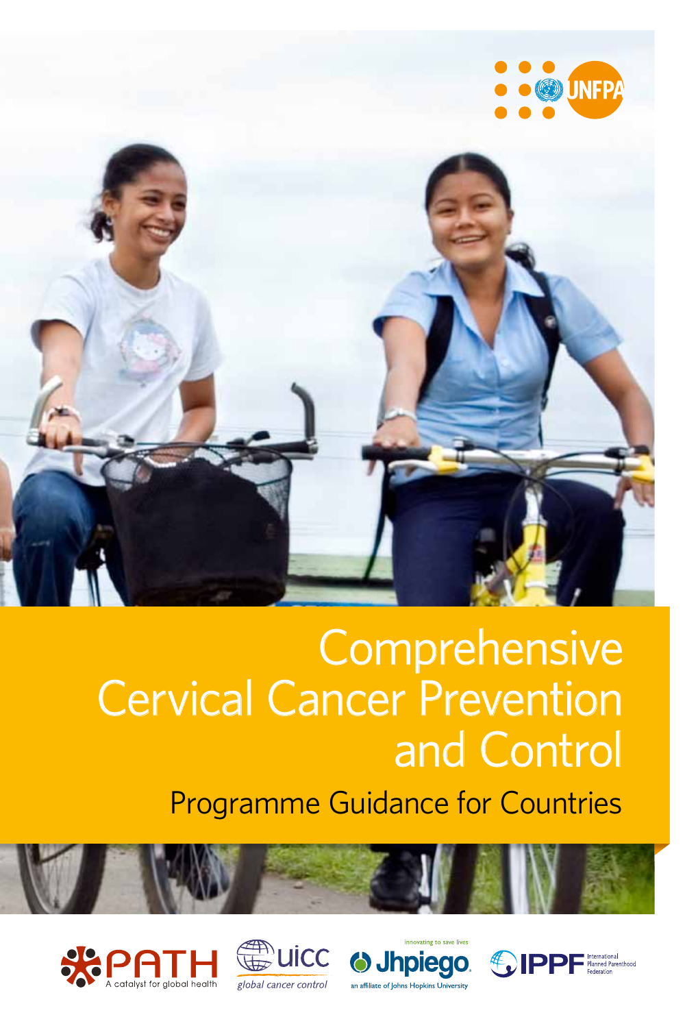UNFPA

# Comprehensive Cervical Cancer Prevention and Control

## Programme Guidance for Countries

PATH — A catalyst for global health

UICC — global cancer control

Jhpiego — innovating to save lives — an affiliate of Johns Hopkins University

IPPF — International Planned Parenthood Federation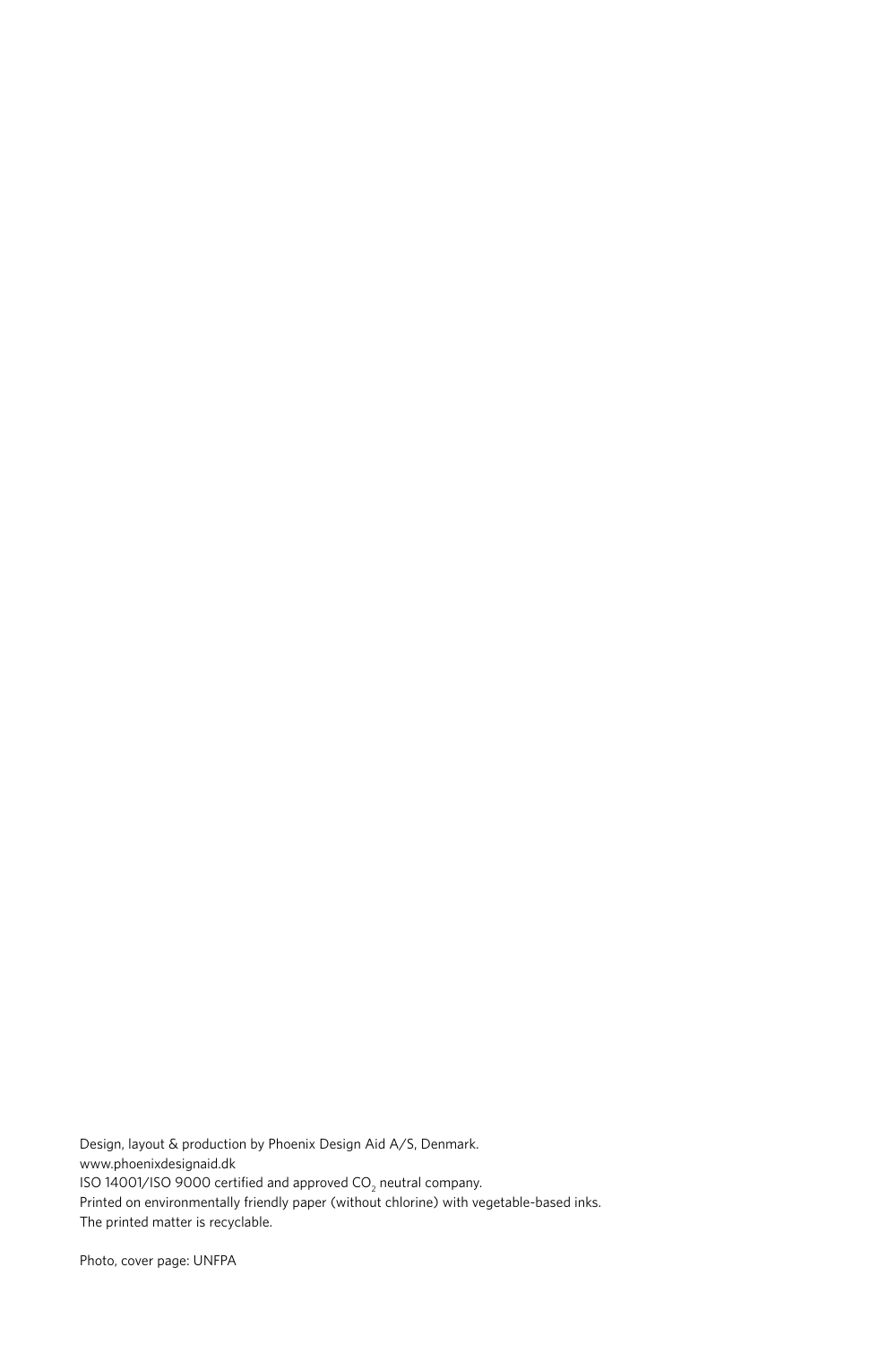Design, layout & production by Phoenix Design Aid A/S, Denmark.
www.phoenixdesignaid.dk
ISO 14001/ISO 9000 certified and approved $CO_2$ neutral company.
Printed on environmentally friendly paper (without chlorine) with vegetable-based inks.
The printed matter is recyclable.

Photo, cover page: UNFPA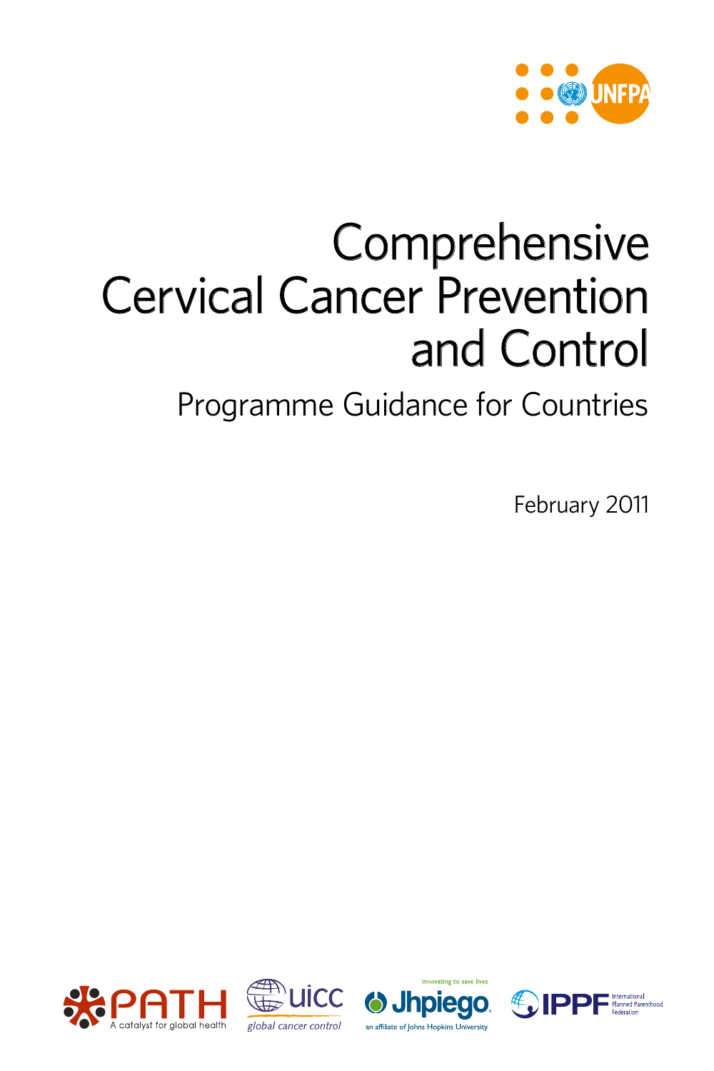# Comprehensive Cervical Cancer Prevention and Control

## Programme Guidance for Countries

February 2011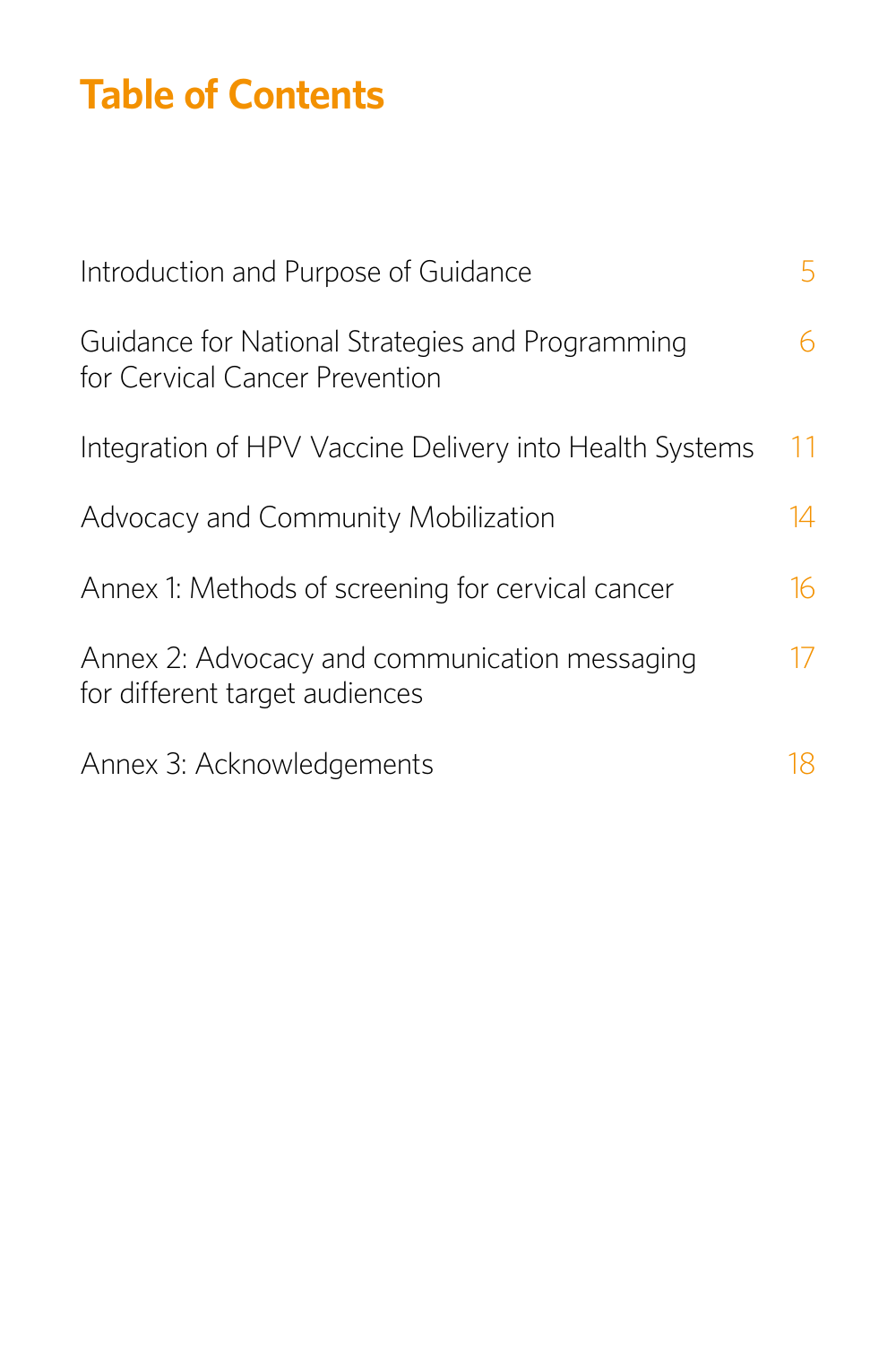# Table of Contents

| | |
|---|---|
| Introduction and Purpose of Guidance | 5 |
| Guidance for National Strategies and Programming for Cervical Cancer Prevention | 6 |
| Integration of HPV Vaccine Delivery into Health Systems | 11 |
| Advocacy and Community Mobilization | 14 |
| Annex 1: Methods of screening for cervical cancer | 16 |
| Annex 2: Advocacy and communication messaging for different target audiences | 17 |
| Annex 3: Acknowledgements | 18 |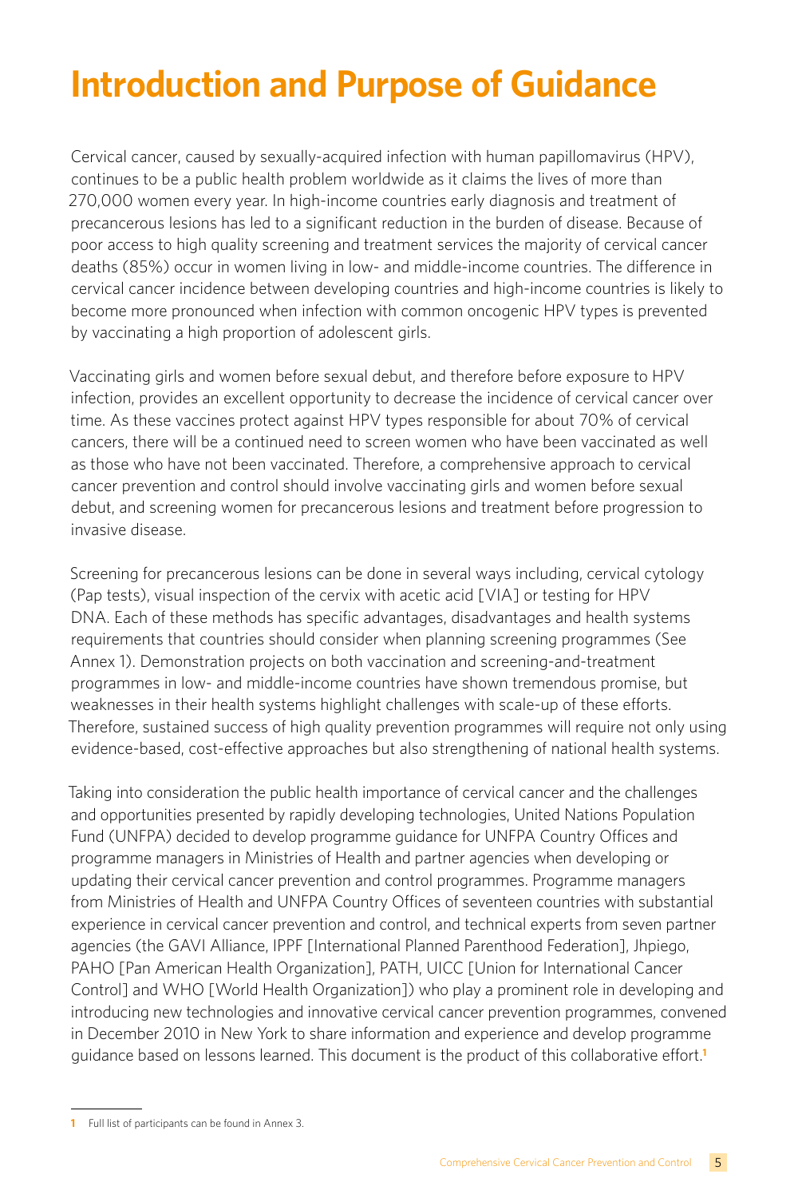# Introduction and Purpose of Guidance

Cervical cancer, caused by sexually-acquired infection with human papillomavirus (HPV), continues to be a public health problem worldwide as it claims the lives of more than 270,000 women every year. In high-income countries early diagnosis and treatment of precancerous lesions has led to a significant reduction in the burden of disease. Because of poor access to high quality screening and treatment services the majority of cervical cancer deaths (85%) occur in women living in low- and middle-income countries. The difference in cervical cancer incidence between developing countries and high-income countries is likely to become more pronounced when infection with common oncogenic HPV types is prevented by vaccinating a high proportion of adolescent girls.

Vaccinating girls and women before sexual debut, and therefore before exposure to HPV infection, provides an excellent opportunity to decrease the incidence of cervical cancer over time. As these vaccines protect against HPV types responsible for about 70% of cervical cancers, there will be a continued need to screen women who have been vaccinated as well as those who have not been vaccinated. Therefore, a comprehensive approach to cervical cancer prevention and control should involve vaccinating girls and women before sexual debut, and screening women for precancerous lesions and treatment before progression to invasive disease.

Screening for precancerous lesions can be done in several ways including, cervical cytology (Pap tests), visual inspection of the cervix with acetic acid [VIA] or testing for HPV DNA. Each of these methods has specific advantages, disadvantages and health systems requirements that countries should consider when planning screening programmes (See Annex 1). Demonstration projects on both vaccination and screening-and-treatment programmes in low- and middle-income countries have shown tremendous promise, but weaknesses in their health systems highlight challenges with scale-up of these efforts. Therefore, sustained success of high quality prevention programmes will require not only using evidence-based, cost-effective approaches but also strengthening of national health systems.

Taking into consideration the public health importance of cervical cancer and the challenges and opportunities presented by rapidly developing technologies, United Nations Population Fund (UNFPA) decided to develop programme guidance for UNFPA Country Offices and programme managers in Ministries of Health and partner agencies when developing or updating their cervical cancer prevention and control programmes. Programme managers from Ministries of Health and UNFPA Country Offices of seventeen countries with substantial experience in cervical cancer prevention and control, and technical experts from seven partner agencies (the GAVI Alliance, IPPF [International Planned Parenthood Federation], Jhpiego, PAHO [Pan American Health Organization], PATH, UICC [Union for International Cancer Control] and WHO [World Health Organization]) who play a prominent role in developing and introducing new technologies and innovative cervical cancer prevention programmes, convened in December 2010 in New York to share information and experience and develop programme guidance based on lessons learned. This document is the product of this collaborative effort.[1]

[1] Full list of participants can be found in Annex 3.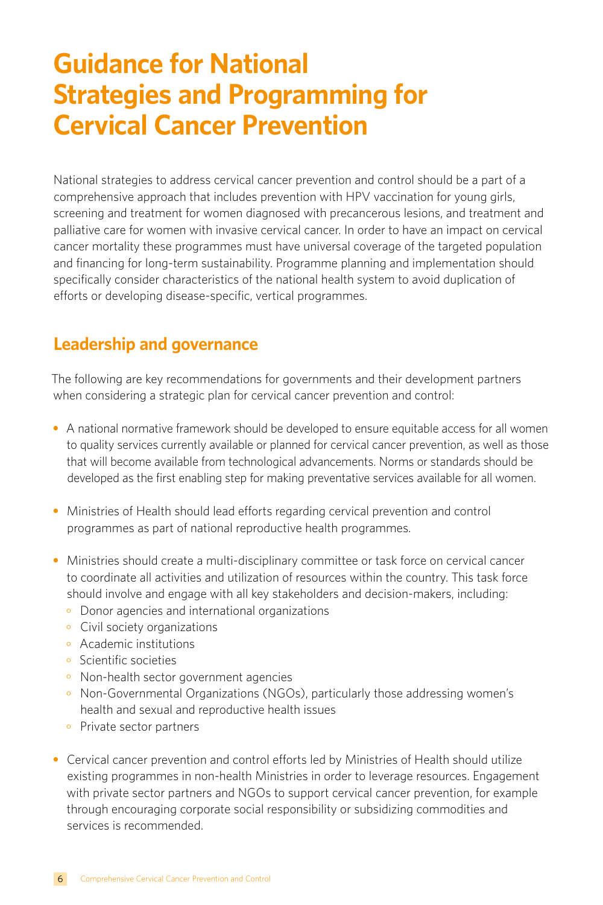# Guidance for National Strategies and Programming for Cervical Cancer Prevention

National strategies to address cervical cancer prevention and control should be a part of a comprehensive approach that includes prevention with HPV vaccination for young girls, screening and treatment for women diagnosed with precancerous lesions, and treatment and palliative care for women with invasive cervical cancer. In order to have an impact on cervical cancer mortality these programmes must have universal coverage of the targeted population and financing for long-term sustainability. Programme planning and implementation should specifically consider characteristics of the national health system to avoid duplication of efforts or developing disease-specific, vertical programmes.

## Leadership and governance

The following are key recommendations for governments and their development partners when considering a strategic plan for cervical cancer prevention and control:

- A national normative framework should be developed to ensure equitable access for all women to quality services currently available or planned for cervical cancer prevention, as well as those that will become available from technological advancements. Norms or standards should be developed as the first enabling step for making preventative services available for all women.
- Ministries of Health should lead efforts regarding cervical prevention and control programmes as part of national reproductive health programmes.
- Ministries should create a multi-disciplinary committee or task force on cervical cancer to coordinate all activities and utilization of resources within the country. This task force should involve and engage with all key stakeholders and decision-makers, including:
  - Donor agencies and international organizations
  - Civil society organizations
  - Academic institutions
  - Scientific societies
  - Non-health sector government agencies
  - Non-Governmental Organizations (NGOs), particularly those addressing women's health and sexual and reproductive health issues
  - Private sector partners
- Cervical cancer prevention and control efforts led by Ministries of Health should utilize existing programmes in non-health Ministries in order to leverage resources. Engagement with private sector partners and NGOs to support cervical cancer prevention, for example through encouraging corporate social responsibility or subsidizing commodities and services is recommended.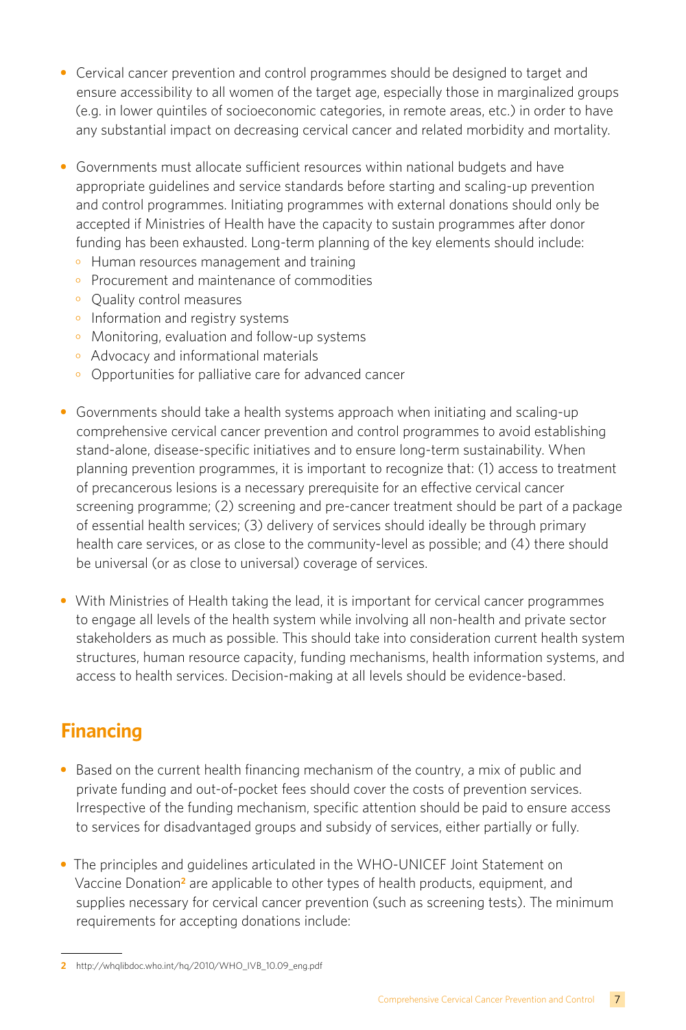- Cervical cancer prevention and control programmes should be designed to target and ensure accessibility to all women of the target age, especially those in marginalized groups (e.g. in lower quintiles of socioeconomic categories, in remote areas, etc.) in order to have any substantial impact on decreasing cervical cancer and related morbidity and mortality.

- Governments must allocate sufficient resources within national budgets and have appropriate guidelines and service standards before starting and scaling-up prevention and control programmes. Initiating programmes with external donations should only be accepted if Ministries of Health have the capacity to sustain programmes after donor funding has been exhausted. Long-term planning of the key elements should include:
  - Human resources management and training
  - Procurement and maintenance of commodities
  - Quality control measures
  - Information and registry systems
  - Monitoring, evaluation and follow-up systems
  - Advocacy and informational materials
  - Opportunities for palliative care for advanced cancer

- Governments should take a health systems approach when initiating and scaling-up comprehensive cervical cancer prevention and control programmes to avoid establishing stand-alone, disease-specific initiatives and to ensure long-term sustainability. When planning prevention programmes, it is important to recognize that: (1) access to treatment of precancerous lesions is a necessary prerequisite for an effective cervical cancer screening programme; (2) screening and pre-cancer treatment should be part of a package of essential health services; (3) delivery of services should ideally be through primary health care services, or as close to the community-level as possible; and (4) there should be universal (or as close to universal) coverage of services.

- With Ministries of Health taking the lead, it is important for cervical cancer programmes to engage all levels of the health system while involving all non-health and private sector stakeholders as much as possible. This should take into consideration current health system structures, human resource capacity, funding mechanisms, health information systems, and access to health services. Decision-making at all levels should be evidence-based.

## Financing

- Based on the current health financing mechanism of the country, a mix of public and private funding and out-of-pocket fees should cover the costs of prevention services. Irrespective of the funding mechanism, specific attention should be paid to ensure access to services for disadvantaged groups and subsidy of services, either partially or fully.

- The principles and guidelines articulated in the WHO-UNICEF Joint Statement on Vaccine Donation[2] are applicable to other types of health products, equipment, and supplies necessary for cervical cancer prevention (such as screening tests). The minimum requirements for accepting donations include:

---

2 http://whqlibdoc.who.int/hq/2010/WHO_IVB_10.09_eng.pdf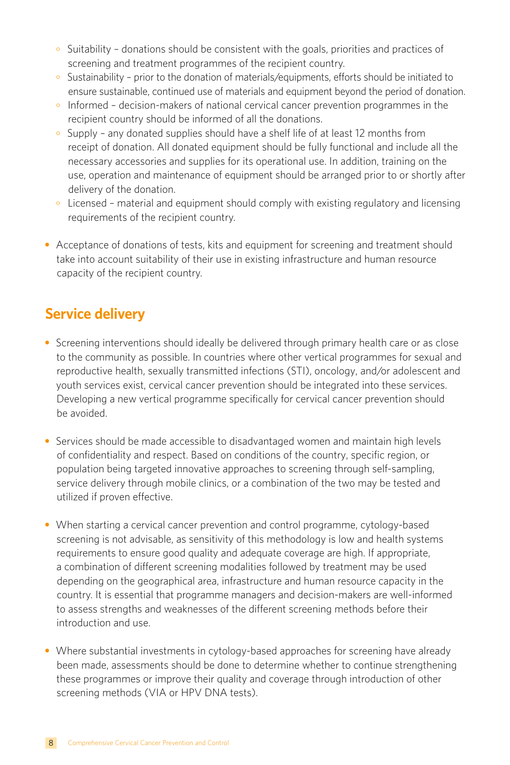- Suitability – donations should be consistent with the goals, priorities and practices of screening and treatment programmes of the recipient country.
  - Sustainability – prior to the donation of materials/equipments, efforts should be initiated to ensure sustainable, continued use of materials and equipment beyond the period of donation.
  - Informed – decision-makers of national cervical cancer prevention programmes in the recipient country should be informed of all the donations.
  - Supply – any donated supplies should have a shelf life of at least 12 months from receipt of donation. All donated equipment should be fully functional and include all the necessary accessories and supplies for its operational use. In addition, training on the use, operation and maintenance of equipment should be arranged prior to or shortly after delivery of the donation.
  - Licensed – material and equipment should comply with existing regulatory and licensing requirements of the recipient country.

- Acceptance of donations of tests, kits and equipment for screening and treatment should take into account suitability of their use in existing infrastructure and human resource capacity of the recipient country.

## Service delivery

- Screening interventions should ideally be delivered through primary health care or as close to the community as possible. In countries where other vertical programmes for sexual and reproductive health, sexually transmitted infections (STI), oncology, and/or adolescent and youth services exist, cervical cancer prevention should be integrated into these services. Developing a new vertical programme specifically for cervical cancer prevention should be avoided.

- Services should be made accessible to disadvantaged women and maintain high levels of confidentiality and respect. Based on conditions of the country, specific region, or population being targeted innovative approaches to screening through self-sampling, service delivery through mobile clinics, or a combination of the two may be tested and utilized if proven effective.

- When starting a cervical cancer prevention and control programme, cytology-based screening is not advisable, as sensitivity of this methodology is low and health systems requirements to ensure good quality and adequate coverage are high. If appropriate, a combination of different screening modalities followed by treatment may be used depending on the geographical area, infrastructure and human resource capacity in the country. It is essential that programme managers and decision-makers are well-informed to assess strengths and weaknesses of the different screening methods before their introduction and use.

- Where substantial investments in cytology-based approaches for screening have already been made, assessments should be done to determine whether to continue strengthening these programmes or improve their quality and coverage through introduction of other screening methods (VIA or HPV DNA tests).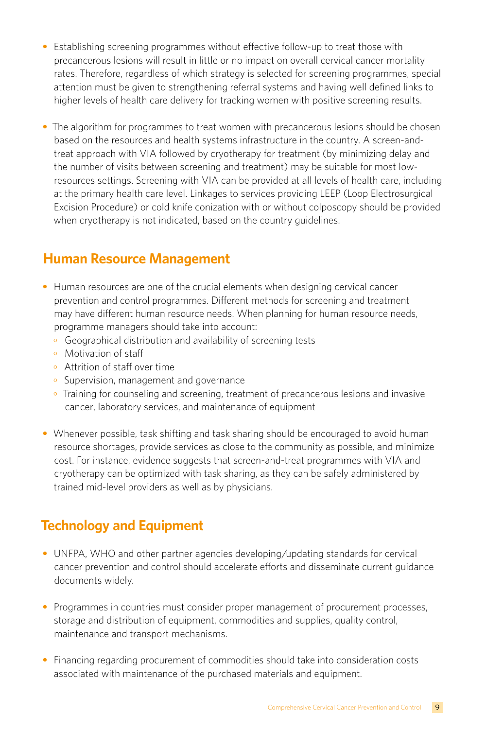- Establishing screening programmes without effective follow-up to treat those with precancerous lesions will result in little or no impact on overall cervical cancer mortality rates. Therefore, regardless of which strategy is selected for screening programmes, special attention must be given to strengthening referral systems and having well defined links to higher levels of health care delivery for tracking women with positive screening results.

- The algorithm for programmes to treat women with precancerous lesions should be chosen based on the resources and health systems infrastructure in the country. A screen-and-treat approach with VIA followed by cryotherapy for treatment (by minimizing delay and the number of visits between screening and treatment) may be suitable for most low-resources settings. Screening with VIA can be provided at all levels of health care, including at the primary health care level. Linkages to services providing LEEP (Loop Electrosurgical Excision Procedure) or cold knife conization with or without colposcopy should be provided when cryotherapy is not indicated, based on the country guidelines.

## Human Resource Management

- Human resources are one of the crucial elements when designing cervical cancer prevention and control programmes. Different methods for screening and treatment may have different human resource needs. When planning for human resource needs, programme managers should take into account:
  - Geographical distribution and availability of screening tests
  - Motivation of staff
  - Attrition of staff over time
  - Supervision, management and governance
  - Training for counseling and screening, treatment of precancerous lesions and invasive cancer, laboratory services, and maintenance of equipment

- Whenever possible, task shifting and task sharing should be encouraged to avoid human resource shortages, provide services as close to the community as possible, and minimize cost. For instance, evidence suggests that screen-and-treat programmes with VIA and cryotherapy can be optimized with task sharing, as they can be safely administered by trained mid-level providers as well as by physicians.

## Technology and Equipment

- UNFPA, WHO and other partner agencies developing/updating standards for cervical cancer prevention and control should accelerate efforts and disseminate current guidance documents widely.

- Programmes in countries must consider proper management of procurement processes, storage and distribution of equipment, commodities and supplies, quality control, maintenance and transport mechanisms.

- Financing regarding procurement of commodities should take into consideration costs associated with maintenance of the purchased materials and equipment.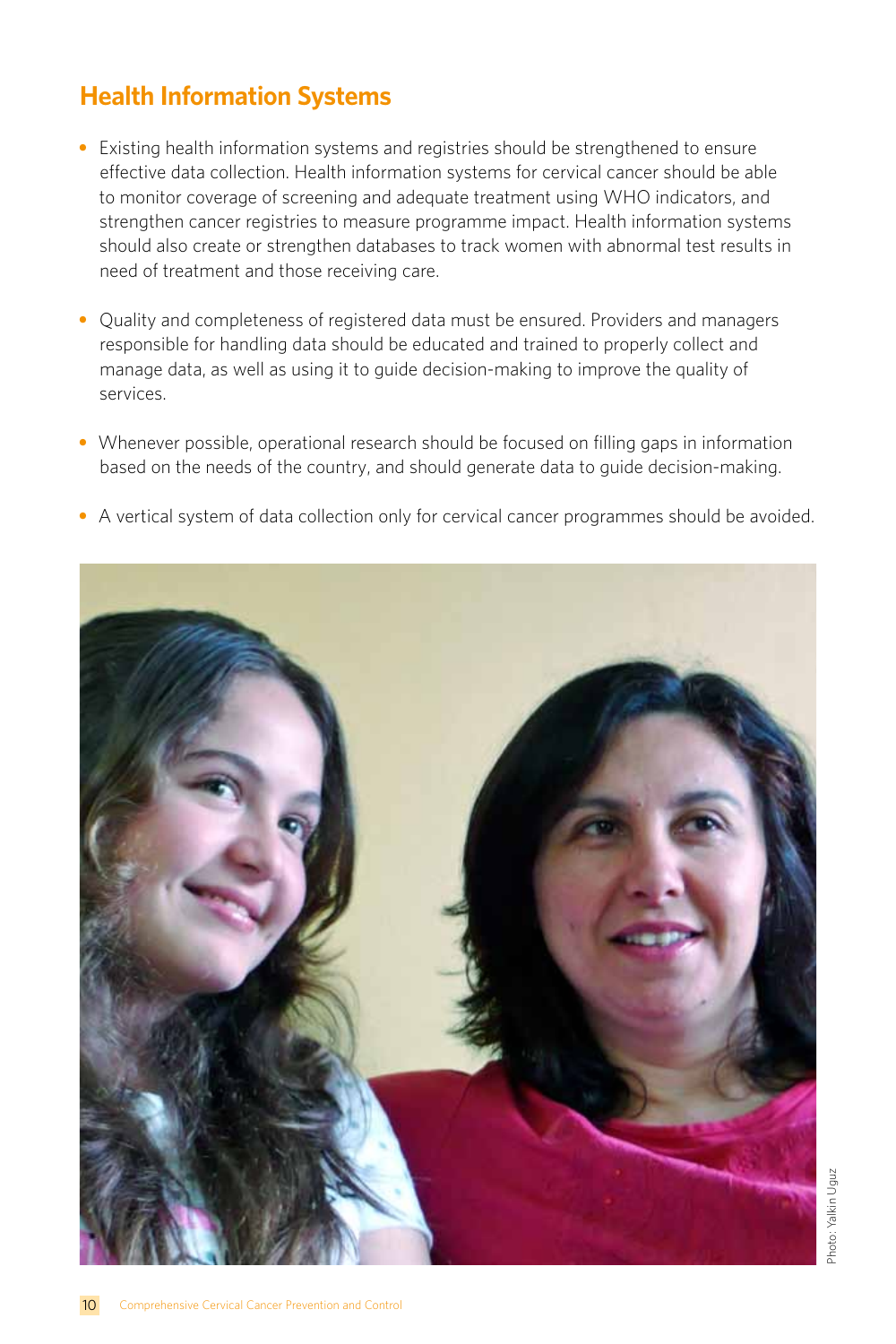## Health Information Systems

- Existing health information systems and registries should be strengthened to ensure effective data collection. Health information systems for cervical cancer should be able to monitor coverage of screening and adequate treatment using WHO indicators, and strengthen cancer registries to measure programme impact. Health information systems should also create or strengthen databases to track women with abnormal test results in need of treatment and those receiving care.
- Quality and completeness of registered data must be ensured. Providers and managers responsible for handling data should be educated and trained to properly collect and manage data, as well as using it to guide decision-making to improve the quality of services.
- Whenever possible, operational research should be focused on filling gaps in information based on the needs of the country, and should generate data to guide decision-making.
- A vertical system of data collection only for cervical cancer programmes should be avoided.

Photo: Yalkin Uguz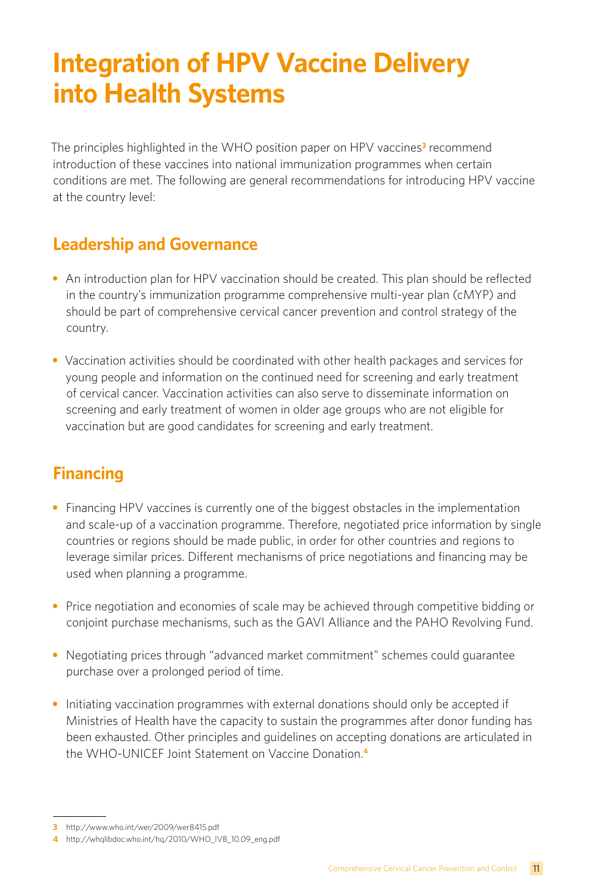# Integration of HPV Vaccine Delivery into Health Systems

The principles highlighted in the WHO position paper on HPV vaccines[3] recommend introduction of these vaccines into national immunization programmes when certain conditions are met. The following are general recommendations for introducing HPV vaccine at the country level:

## Leadership and Governance

- An introduction plan for HPV vaccination should be created. This plan should be reflected in the country's immunization programme comprehensive multi-year plan (cMYP) and should be part of comprehensive cervical cancer prevention and control strategy of the country.

- Vaccination activities should be coordinated with other health packages and services for young people and information on the continued need for screening and early treatment of cervical cancer. Vaccination activities can also serve to disseminate information on screening and early treatment of women in older age groups who are not eligible for vaccination but are good candidates for screening and early treatment.

## Financing

- Financing HPV vaccines is currently one of the biggest obstacles in the implementation and scale-up of a vaccination programme. Therefore, negotiated price information by single countries or regions should be made public, in order for other countries and regions to leverage similar prices. Different mechanisms of price negotiations and financing may be used when planning a programme.

- Price negotiation and economies of scale may be achieved through competitive bidding or conjoint purchase mechanisms, such as the GAVI Alliance and the PAHO Revolving Fund.

- Negotiating prices through "advanced market commitment" schemes could guarantee purchase over a prolonged period of time.

- Initiating vaccination programmes with external donations should only be accepted if Ministries of Health have the capacity to sustain the programmes after donor funding has been exhausted. Other principles and guidelines on accepting donations are articulated in the WHO-UNICEF Joint Statement on Vaccine Donation.[4]

---

3 http://www.who.int/wer/2009/wer8415.pdf

4 http://whqlibdoc.who.int/hq/2010/WHO_IVB_10.09_eng.pdf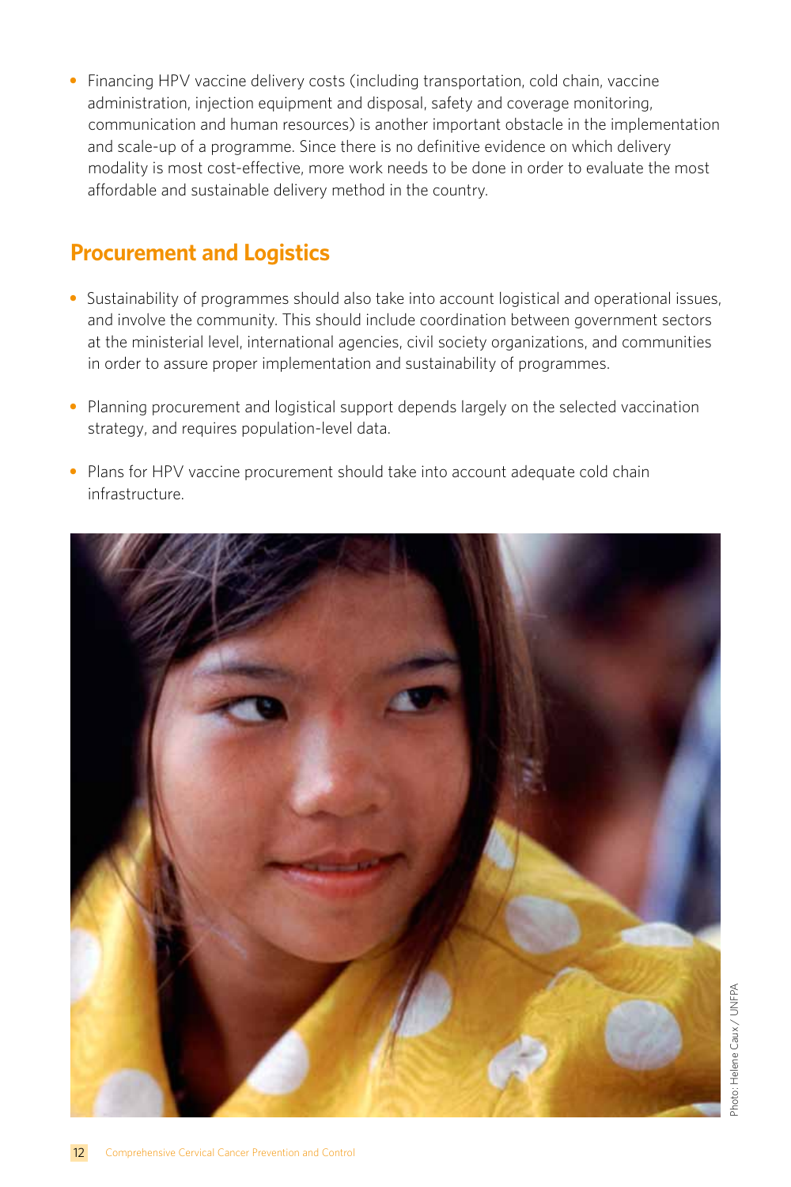- Financing HPV vaccine delivery costs (including transportation, cold chain, vaccine administration, injection equipment and disposal, safety and coverage monitoring, communication and human resources) is another important obstacle in the implementation and scale-up of a programme. Since there is no definitive evidence on which delivery modality is most cost-effective, more work needs to be done in order to evaluate the most affordable and sustainable delivery method in the country.

## Procurement and Logistics

- Sustainability of programmes should also take into account logistical and operational issues, and involve the community. This should include coordination between government sectors at the ministerial level, international agencies, civil society organizations, and communities in order to assure proper implementation and sustainability of programmes.
- Planning procurement and logistical support depends largely on the selected vaccination strategy, and requires population-level data.
- Plans for HPV vaccine procurement should take into account adequate cold chain infrastructure.

Photo: Helene Caux / UNFPA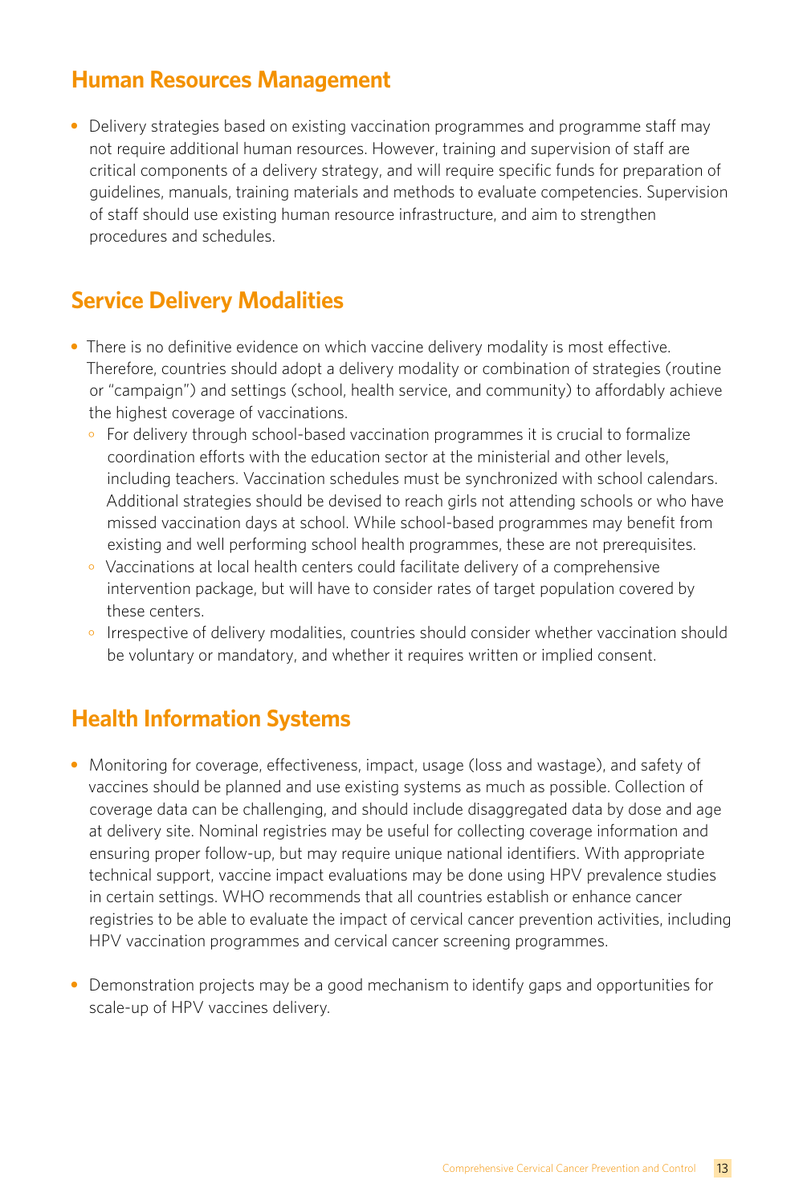## Human Resources Management

- Delivery strategies based on existing vaccination programmes and programme staff may not require additional human resources. However, training and supervision of staff are critical components of a delivery strategy, and will require specific funds for preparation of guidelines, manuals, training materials and methods to evaluate competencies. Supervision of staff should use existing human resource infrastructure, and aim to strengthen procedures and schedules.

## Service Delivery Modalities

- There is no definitive evidence on which vaccine delivery modality is most effective. Therefore, countries should adopt a delivery modality or combination of strategies (routine or "campaign") and settings (school, health service, and community) to affordably achieve the highest coverage of vaccinations.
    - For delivery through school-based vaccination programmes it is crucial to formalize coordination efforts with the education sector at the ministerial and other levels, including teachers. Vaccination schedules must be synchronized with school calendars. Additional strategies should be devised to reach girls not attending schools or who have missed vaccination days at school. While school-based programmes may benefit from existing and well performing school health programmes, these are not prerequisites.
    - Vaccinations at local health centers could facilitate delivery of a comprehensive intervention package, but will have to consider rates of target population covered by these centers.
    - Irrespective of delivery modalities, countries should consider whether vaccination should be voluntary or mandatory, and whether it requires written or implied consent.

## Health Information Systems

- Monitoring for coverage, effectiveness, impact, usage (loss and wastage), and safety of vaccines should be planned and use existing systems as much as possible. Collection of coverage data can be challenging, and should include disaggregated data by dose and age at delivery site. Nominal registries may be useful for collecting coverage information and ensuring proper follow-up, but may require unique national identifiers. With appropriate technical support, vaccine impact evaluations may be done using HPV prevalence studies in certain settings. WHO recommends that all countries establish or enhance cancer registries to be able to evaluate the impact of cervical cancer prevention activities, including HPV vaccination programmes and cervical cancer screening programmes.

- Demonstration projects may be a good mechanism to identify gaps and opportunities for scale-up of HPV vaccines delivery.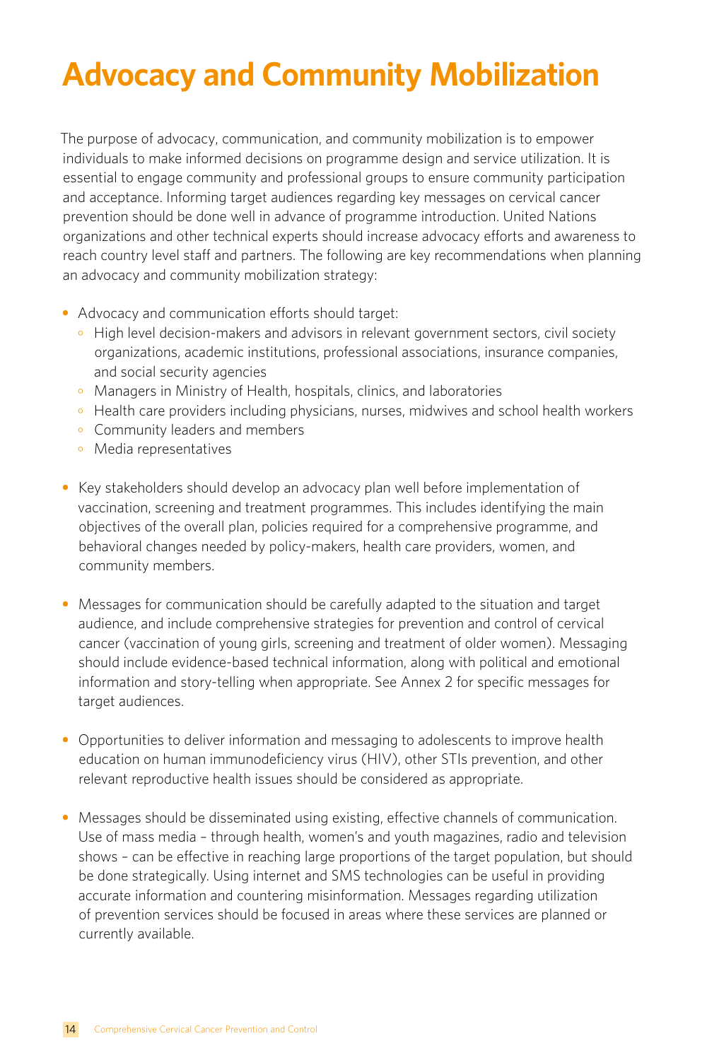# Advocacy and Community Mobilization

The purpose of advocacy, communication, and community mobilization is to empower individuals to make informed decisions on programme design and service utilization. It is essential to engage community and professional groups to ensure community participation and acceptance. Informing target audiences regarding key messages on cervical cancer prevention should be done well in advance of programme introduction. United Nations organizations and other technical experts should increase advocacy efforts and awareness to reach country level staff and partners. The following are key recommendations when planning an advocacy and community mobilization strategy:

- Advocacy and communication efforts should target:
  - High level decision-makers and advisors in relevant government sectors, civil society organizations, academic institutions, professional associations, insurance companies, and social security agencies
  - Managers in Ministry of Health, hospitals, clinics, and laboratories
  - Health care providers including physicians, nurses, midwives and school health workers
  - Community leaders and members
  - Media representatives

- Key stakeholders should develop an advocacy plan well before implementation of vaccination, screening and treatment programmes. This includes identifying the main objectives of the overall plan, policies required for a comprehensive programme, and behavioral changes needed by policy-makers, health care providers, women, and community members.

- Messages for communication should be carefully adapted to the situation and target audience, and include comprehensive strategies for prevention and control of cervical cancer (vaccination of young girls, screening and treatment of older women). Messaging should include evidence-based technical information, along with political and emotional information and story-telling when appropriate. See Annex 2 for specific messages for target audiences.

- Opportunities to deliver information and messaging to adolescents to improve health education on human immunodeficiency virus (HIV), other STIs prevention, and other relevant reproductive health issues should be considered as appropriate.

- Messages should be disseminated using existing, effective channels of communication. Use of mass media – through health, women's and youth magazines, radio and television shows – can be effective in reaching large proportions of the target population, but should be done strategically. Using internet and SMS technologies can be useful in providing accurate information and countering misinformation. Messages regarding utilization of prevention services should be focused in areas where these services are planned or currently available.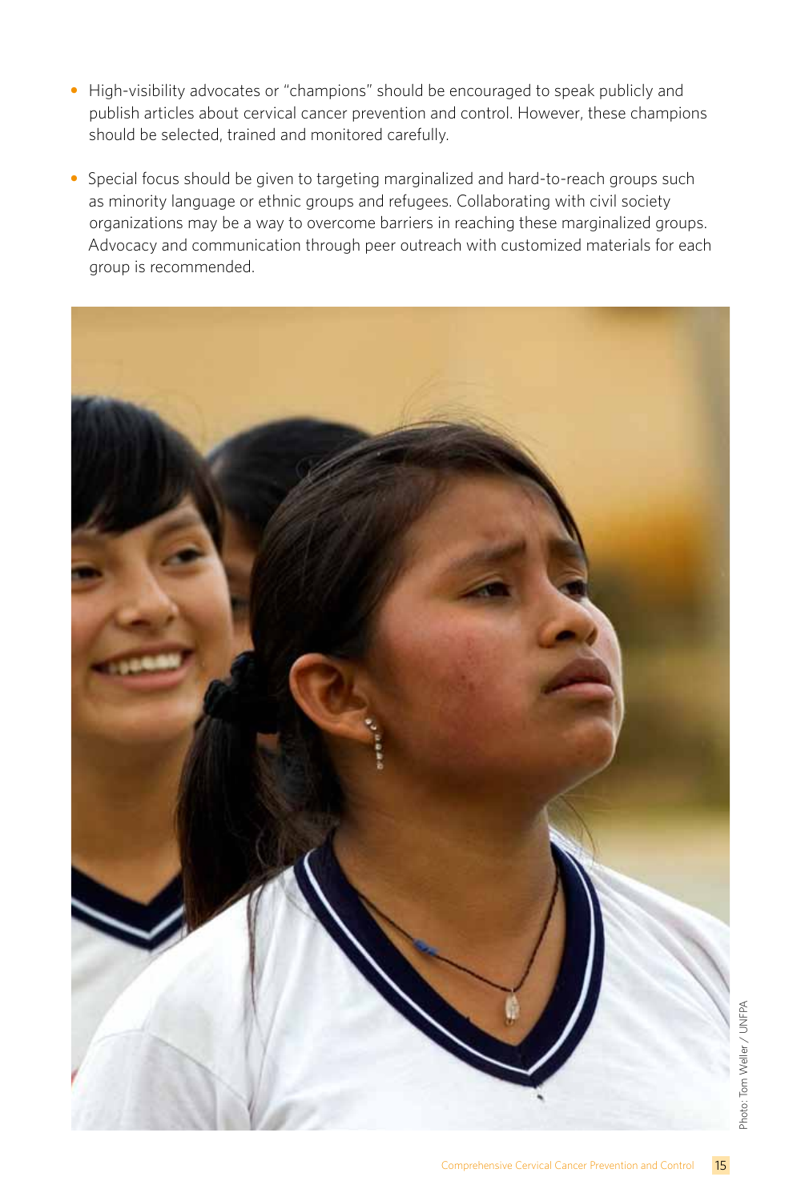- High-visibility advocates or "champions" should be encouraged to speak publicly and publish articles about cervical cancer prevention and control. However, these champions should be selected, trained and monitored carefully.
- Special focus should be given to targeting marginalized and hard-to-reach groups such as minority language or ethnic groups and refugees. Collaborating with civil society organizations may be a way to overcome barriers in reaching these marginalized groups. Advocacy and communication through peer outreach with customized materials for each group is recommended.

Photo: Tom Weller / UNFPA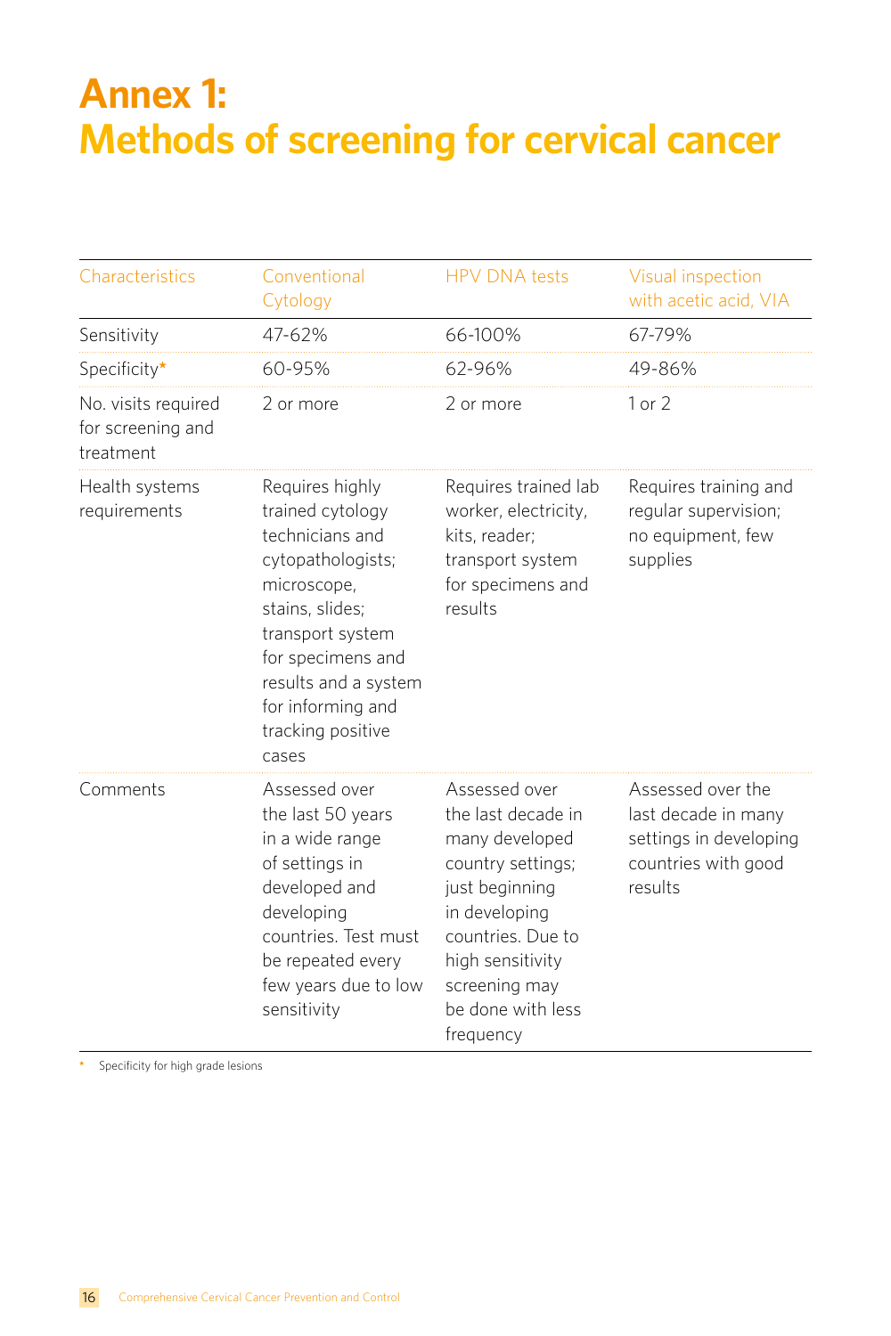# Annex 1: Methods of screening for cervical cancer

| Characteristics | Conventional Cytology | HPV DNA tests | Visual inspection with acetic acid, VIA |
|---|---|---|---|
| Sensitivity | 47-62% | 66-100% | 67-79% |
| Specificity* | 60-95% | 62-96% | 49-86% |
| No. visits required for screening and treatment | 2 or more | 2 or more | 1 or 2 |
| Health systems requirements | Requires highly trained cytology technicians and cytopathologists; microscope, stains, slides; transport system for specimens and results and a system for informing and tracking positive cases | Requires trained lab worker, electricity, kits, reader; transport system for specimens and results | Requires training and regular supervision; no equipment, few supplies |
| Comments | Assessed over the last 50 years in a wide range of settings in developed and developing countries. Test must be repeated every few years due to low sensitivity | Assessed over the last decade in many developed country settings; just beginning in developing countries. Due to high sensitivity screening may be done with less frequency | Assessed over the last decade in many settings in developing countries with good results |

\* Specificity for high grade lesions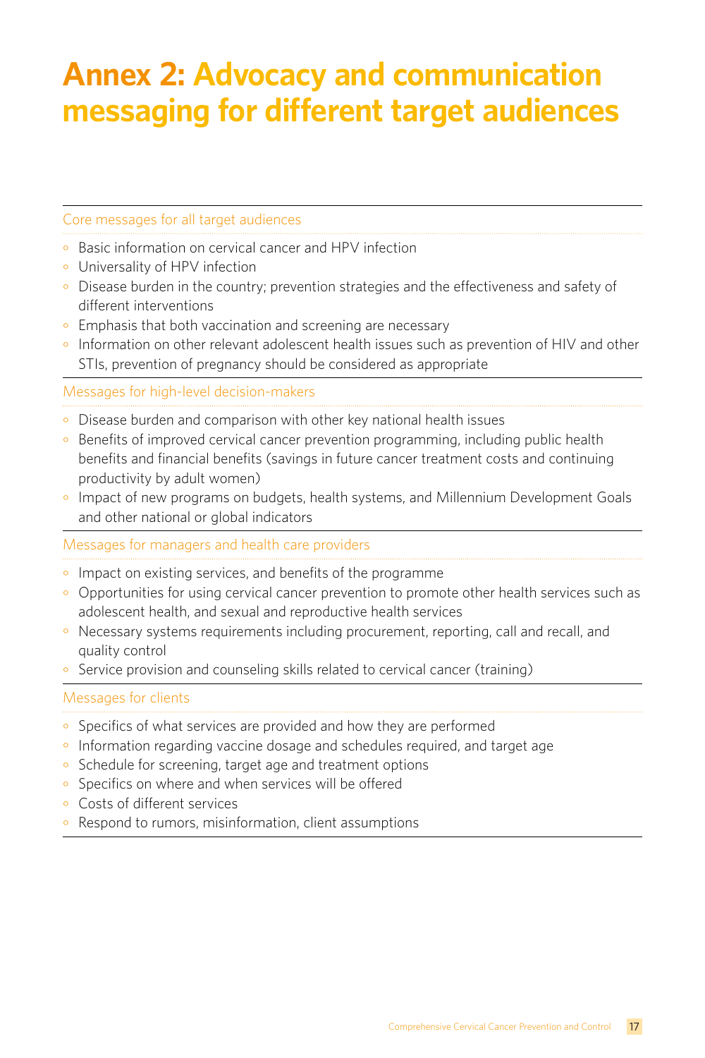# Annex 2: Advocacy and communication messaging for different target audiences

### Core messages for all target audiences

- Basic information on cervical cancer and HPV infection
- Universality of HPV infection
- Disease burden in the country; prevention strategies and the effectiveness and safety of different interventions
- Emphasis that both vaccination and screening are necessary
- Information on other relevant adolescent health issues such as prevention of HIV and other STIs, prevention of pregnancy should be considered as appropriate

### Messages for high-level decision-makers

- Disease burden and comparison with other key national health issues
- Benefits of improved cervical cancer prevention programming, including public health benefits and financial benefits (savings in future cancer treatment costs and continuing productivity by adult women)
- Impact of new programs on budgets, health systems, and Millennium Development Goals and other national or global indicators

### Messages for managers and health care providers

- Impact on existing services, and benefits of the programme
- Opportunities for using cervical cancer prevention to promote other health services such as adolescent health, and sexual and reproductive health services
- Necessary systems requirements including procurement, reporting, call and recall, and quality control
- Service provision and counseling skills related to cervical cancer (training)

### Messages for clients

- Specifics of what services are provided and how they are performed
- Information regarding vaccine dosage and schedules required, and target age
- Schedule for screening, target age and treatment options
- Specifics on where and when services will be offered
- Costs of different services
- Respond to rumors, misinformation, client assumptions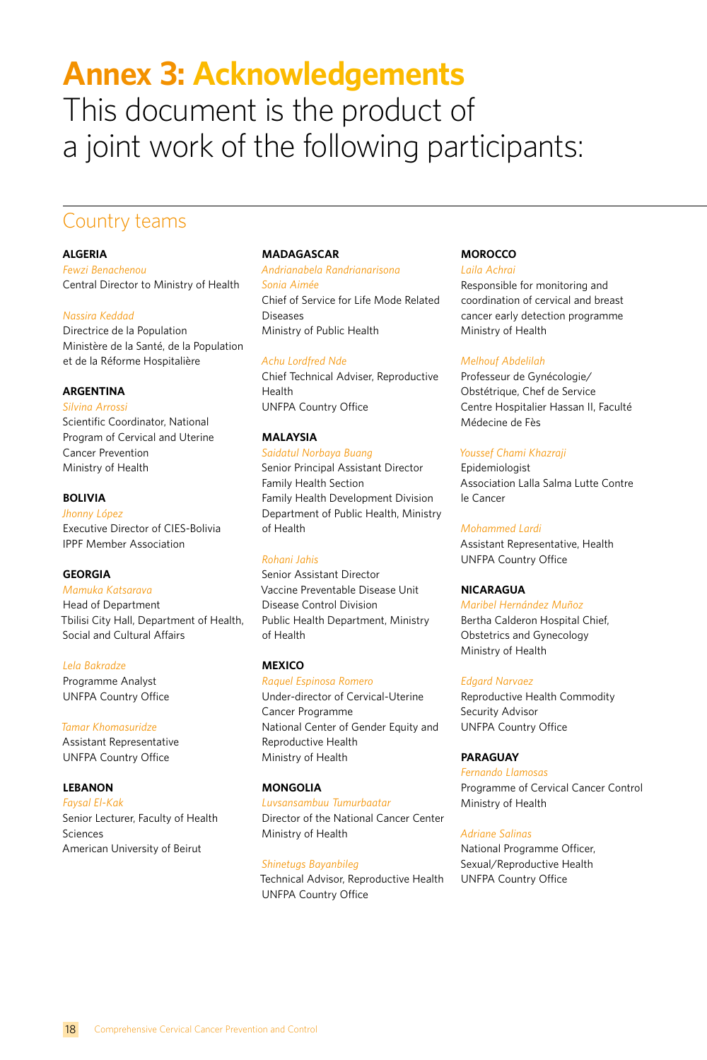# Annex 3: Acknowledgements

This document is the product of a joint work of the following participants:

## Country teams

### ALGERIA

*Fewzi Benachenou*
Central Director to Ministry of Health

*Nassira Keddad*
Directrice de la Population
Ministère de la Santé, de la Population et de la Réforme Hospitalière

### ARGENTINA

*Silvina Arrossi*
Scientific Coordinator, National Program of Cervical and Uterine Cancer Prevention
Ministry of Health

### BOLIVIA

*Jhonny López*
Executive Director of CIES-Bolivia
IPPF Member Association

### GEORGIA

*Mamuka Katsarava*
Head of Department
Tbilisi City Hall, Department of Health, Social and Cultural Affairs

*Lela Bakradze*
Programme Analyst
UNFPA Country Office

*Tamar Khomasuridze*
Assistant Representative
UNFPA Country Office

### LEBANON

*Faysal El-Kak*
Senior Lecturer, Faculty of Health Sciences
American University of Beirut

### MADAGASCAR

*Andrianabela Randrianarisona*
*Sonia Aimée*
Chief of Service for Life Mode Related Diseases
Ministry of Public Health

*Achu Lordfred Nde*
Chief Technical Adviser, Reproductive Health
UNFPA Country Office

### MALAYSIA

*Saidatul Norbaya Buang*
Senior Principal Assistant Director
Family Health Section
Family Health Development Division
Department of Public Health, Ministry of Health

*Rohani Jahis*
Senior Assistant Director
Vaccine Preventable Disease Unit
Disease Control Division
Public Health Department, Ministry of Health

### MEXICO

*Raquel Espinosa Romero*
Under-director of Cervical-Uterine Cancer Programme
National Center of Gender Equity and Reproductive Health
Ministry of Health

### MONGOLIA

*Luvsansambuu Tumurbaatar*
Director of the National Cancer Center
Ministry of Health

*Shinetugs Bayanbileg*
Technical Advisor, Reproductive Health
UNFPA Country Office

### MOROCCO

*Laila Achrai*
Responsible for monitoring and coordination of cervical and breast cancer early detection programme
Ministry of Health

*Melhouf Abdelilah*
Professeur de Gynécologie/Obstétrique, Chef de Service
Centre Hospitalier Hassan II, Faculté Médecine de Fès

*Youssef Chami Khazraji*
Epidemiologist
Association Lalla Salma Lutte Contre le Cancer

*Mohammed Lardi*
Assistant Representative, Health
UNFPA Country Office

### NICARAGUA

*Maribel Hernández Muñoz*
Bertha Calderon Hospital Chief, Obstetrics and Gynecology
Ministry of Health

*Edgard Narvaez*
Reproductive Health Commodity Security Advisor
UNFPA Country Office

### PARAGUAY

*Fernando Llamosas*
Programme of Cervical Cancer Control
Ministry of Health

*Adriane Salinas*
National Programme Officer, Sexual/Reproductive Health
UNFPA Country Office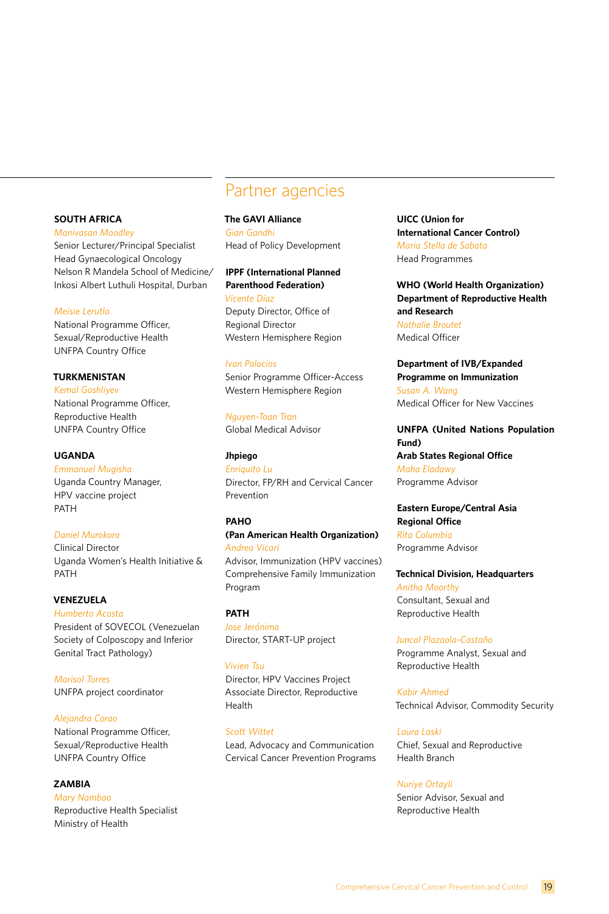**SOUTH AFRICA**

*Manivasan Moodley*
Senior Lecturer/Principal Specialist
Head Gynaecological Oncology
Nelson R Mandela School of Medicine/
Inkosi Albert Luthuli Hospital, Durban

*Meisie Lerutla*
National Programme Officer,
Sexual/Reproductive Health
UNFPA Country Office

**TURKMENISTAN**

*Kemal Goshliyev*
National Programme Officer,
Reproductive Health
UNFPA Country Office

**UGANDA**

*Emmanuel Mugisha*
Uganda Country Manager,
HPV vaccine project
PATH

*Daniel Murokora*
Clinical Director
Uganda Women's Health Initiative &
PATH

**VENEZUELA**

*Humberto Acosta*
President of SOVECOL (Venezuelan
Society of Colposcopy and Inferior
Genital Tract Pathology)

*Marisol Torres*
UNFPA project coordinator

*Alejandra Corao*
National Programme Officer,
Sexual/Reproductive Health
UNFPA Country Office

**ZAMBIA**

*Mary Nambao*
Reproductive Health Specialist
Ministry of Health

## Partner agencies

**The GAVI Alliance**

*Gian Gandhi*
Head of Policy Development

**IPPF (International Planned Parenthood Federation)**

*Vicente Díaz*
Deputy Director, Office of
Regional Director
Western Hemisphere Region

*Ivan Palacios*
Senior Programme Officer-Access
Western Hemisphere Region

*Nguyen-Toan Tran*
Global Medical Advisor

**Jhpiego**

*Enriquito Lu*
Director, FP/RH and Cervical Cancer
Prevention

**PAHO**
**(Pan American Health Organization)**

*Andrea Vicari*
Advisor, Immunization (HPV vaccines)
Comprehensive Family Immunization
Program

**PATH**

*Jose Jerónimo*
Director, START-UP project

*Vivien Tsu*
Director, HPV Vaccines Project
Associate Director, Reproductive
Health

*Scott Wittet*
Lead, Advocacy and Communication
Cervical Cancer Prevention Programs

**UICC (Union for International Cancer Control)**

*Maria Stella de Sabata*
Head Programmes

**WHO (World Health Organization)**
**Department of Reproductive Health and Research**

*Nathalie Broutet*
Medical Officer

**Department of IVB/Expanded Programme on Immunization**

*Susan A. Wang*
Medical Officer for New Vaccines

**UNFPA (United Nations Population Fund)**
**Arab States Regional Office**

*Maha Eladawy*
Programme Advisor

**Eastern Europe/Central Asia Regional Office**

*Rita Columbia*
Programme Advisor

**Technical Division, Headquarters**

*Anitha Moorthy*
Consultant, Sexual and
Reproductive Health

*Juncal Plazaola-Castaño*
Programme Analyst, Sexual and
Reproductive Health

*Kabir Ahmed*
Technical Advisor, Commodity Security

*Laura Laski*
Chief, Sexual and Reproductive
Health Branch

*Nuriye Ortayli*
Senior Advisor, Sexual and
Reproductive Health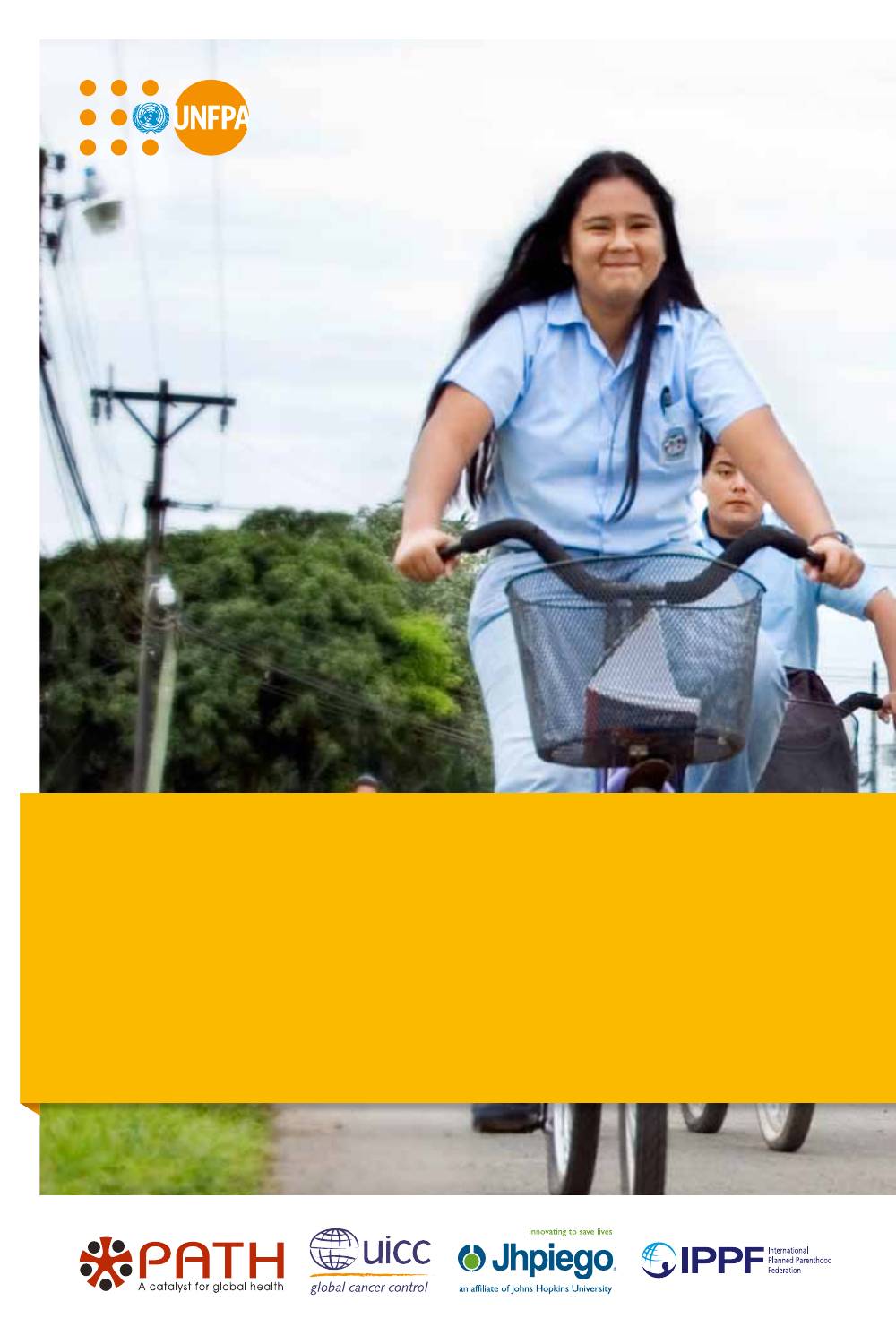UNFPA

PATH A catalyst for global health

UICC global cancer control

innovating to save lives
Jhpiego
an affiliate of Johns Hopkins University

IPPF International Planned Parenthood Federation